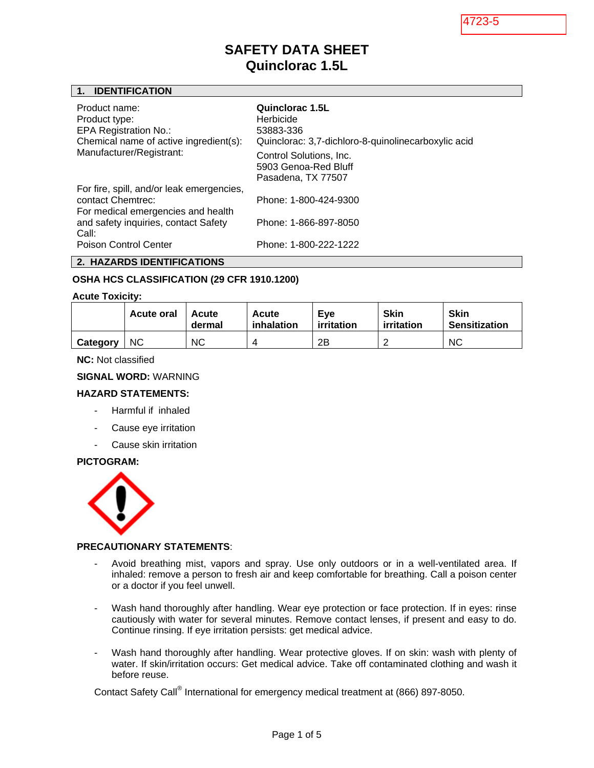4723-5

# SAFETY DATA SHEET
# Quinclorac 1.5L

## 1. IDENTIFICATION

| | |
|---|---|
| Product name: | **Quinclorac 1.5L** |
| Product type: | Herbicide |
| EPA Registration No.: | 53883-336 |
| Chemical name of active ingredient(s): | Quinclorac: 3,7-dichloro-8-quinolinecarboxylic acid |
| Manufacturer/Registrant: | Control Solutions, Inc.<br>5903 Genoa-Red Bluff<br>Pasadena, TX 77507 |
| For fire, spill, and/or leak emergencies, contact Chemtrec: | Phone: 1-800-424-9300 |
| For medical emergencies and health and safety inquiries, contact Safety Call: | Phone: 1-866-897-8050 |
| Poison Control Center | Phone: 1-800-222-1222 |

## 2. HAZARDS IDENTIFICATIONS

### OSHA HCS CLASSIFICATION (29 CFR 1910.1200)

**Acute Toxicity:**

| | Acute oral | Acute dermal | Acute inhalation | Eye irritation | Skin irritation | Skin Sensitization |
|---|---|---|---|---|---|---|
| **Category** | NC | NC | 4 | 2B | 2 | NC |

**NC:** Not classified

**SIGNAL WORD:** WARNING

**HAZARD STATEMENTS:**

- Harmful if inhaled
- Cause eye irritation
- Cause skin irritation

**PICTOGRAM:**

**PRECAUTIONARY STATEMENTS**:

- Avoid breathing mist, vapors and spray. Use only outdoors or in a well-ventilated area. If inhaled: remove a person to fresh air and keep comfortable for breathing. Call a poison center or a doctor if you feel unwell.
- Wash hand thoroughly after handling. Wear eye protection or face protection. If in eyes: rinse cautiously with water for several minutes. Remove contact lenses, if present and easy to do. Continue rinsing. If eye irritation persists: get medical advice.
- Wash hand thoroughly after handling. Wear protective gloves. If on skin: wash with plenty of water. If skin/irritation occurs: Get medical advice. Take off contaminated clothing and wash it before reuse.

Contact Safety Call® International for emergency medical treatment at (866) 897-8050.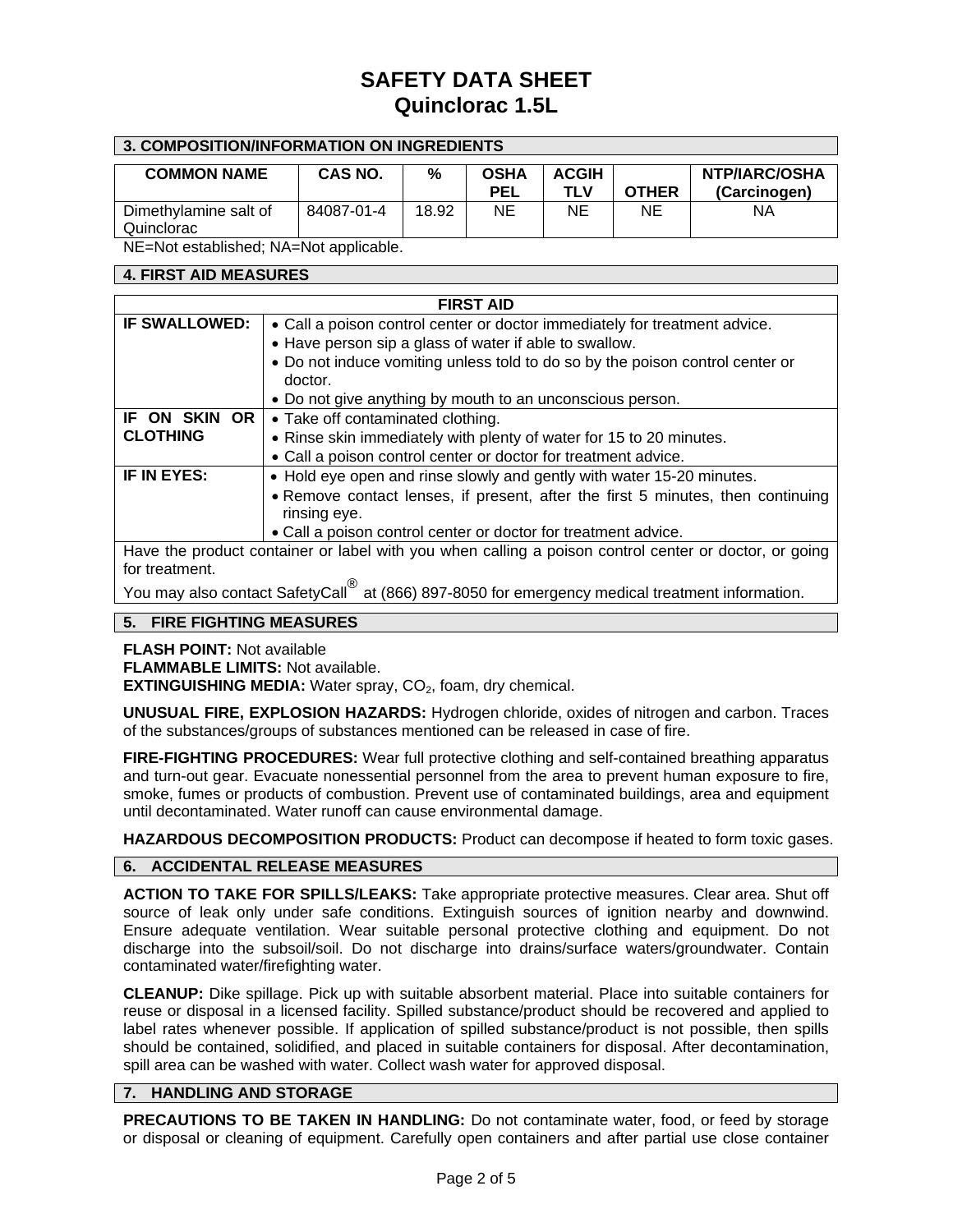# SAFETY DATA SHEET
# Quinclorac 1.5L

## 3. COMPOSITION/INFORMATION ON INGREDIENTS

| COMMON NAME | CAS NO. | % | OSHA PEL | ACGIH TLV | OTHER | NTP/IARC/OSHA (Carcinogen) |
|---|---|---|---|---|---|---|
| Dimethylamine salt of Quinclorac | 84087-01-4 | 18.92 | NE | NE | NE | NA |

NE=Not established; NA=Not applicable.

## 4. FIRST AID MEASURES

| FIRST AID | |
|---|---|
| **IF SWALLOWED:** | • Call a poison control center or doctor immediately for treatment advice.<br>• Have person sip a glass of water if able to swallow.<br>• Do not induce vomiting unless told to do so by the poison control center or doctor.<br>• Do not give anything by mouth to an unconscious person. |
| **IF ON SKIN OR CLOTHING** | • Take off contaminated clothing.<br>• Rinse skin immediately with plenty of water for 15 to 20 minutes.<br>• Call a poison control center or doctor for treatment advice. |
| **IF IN EYES:** | • Hold eye open and rinse slowly and gently with water 15-20 minutes.<br>• Remove contact lenses, if present, after the first 5 minutes, then continuing rinsing eye.<br>• Call a poison control center or doctor for treatment advice. |

Have the product container or label with you when calling a poison control center or doctor, or going for treatment.

You may also contact SafetyCall® at (866) 897-8050 for emergency medical treatment information.

## 5. FIRE FIGHTING MEASURES

**FLASH POINT:** Not available
**FLAMMABLE LIMITS:** Not available.
**EXTINGUISHING MEDIA:** Water spray, $CO_2$, foam, dry chemical.

**UNUSUAL FIRE, EXPLOSION HAZARDS:** Hydrogen chloride, oxides of nitrogen and carbon. Traces of the substances/groups of substances mentioned can be released in case of fire.

**FIRE-FIGHTING PROCEDURES:** Wear full protective clothing and self-contained breathing apparatus and turn-out gear. Evacuate nonessential personnel from the area to prevent human exposure to fire, smoke, fumes or products of combustion. Prevent use of contaminated buildings, area and equipment until decontaminated. Water runoff can cause environmental damage.

**HAZARDOUS DECOMPOSITION PRODUCTS:** Product can decompose if heated to form toxic gases.

## 6. ACCIDENTAL RELEASE MEASURES

**ACTION TO TAKE FOR SPILLS/LEAKS:** Take appropriate protective measures. Clear area. Shut off source of leak only under safe conditions. Extinguish sources of ignition nearby and downwind. Ensure adequate ventilation. Wear suitable personal protective clothing and equipment. Do not discharge into the subsoil/soil. Do not discharge into drains/surface waters/groundwater. Contain contaminated water/firefighting water.

**CLEANUP:** Dike spillage. Pick up with suitable absorbent material. Place into suitable containers for reuse or disposal in a licensed facility. Spilled substance/product should be recovered and applied to label rates whenever possible. If application of spilled substance/product is not possible, then spills should be contained, solidified, and placed in suitable containers for disposal. After decontamination, spill area can be washed with water. Collect wash water for approved disposal.

## 7. HANDLING AND STORAGE

**PRECAUTIONS TO BE TAKEN IN HANDLING:** Do not contaminate water, food, or feed by storage or disposal or cleaning of equipment. Carefully open containers and after partial use close container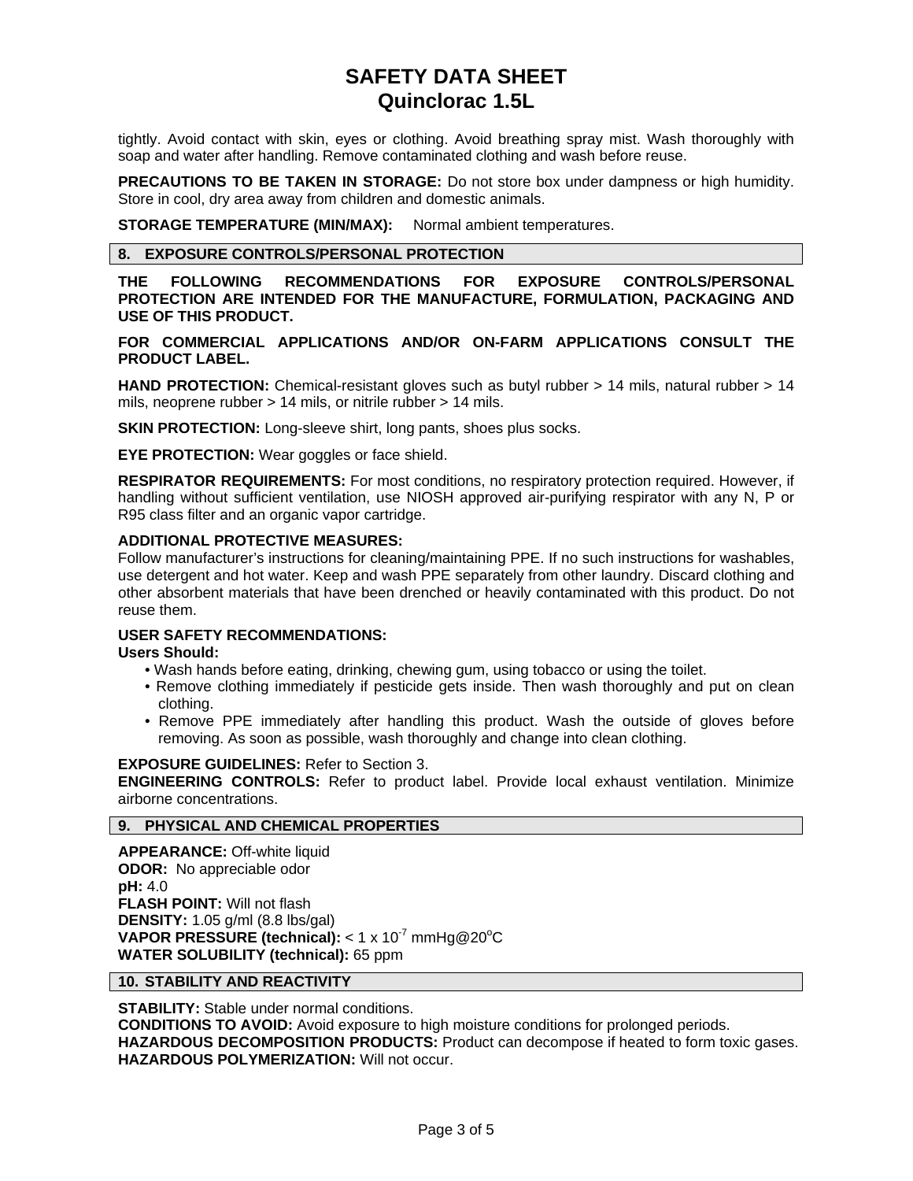tightly. Avoid contact with skin, eyes or clothing. Avoid breathing spray mist. Wash thoroughly with soap and water after handling. Remove contaminated clothing and wash before reuse.

**PRECAUTIONS TO BE TAKEN IN STORAGE:** Do not store box under dampness or high humidity. Store in cool, dry area away from children and domestic animals.

**STORAGE TEMPERATURE (MIN/MAX):** Normal ambient temperatures.

## 8. EXPOSURE CONTROLS/PERSONAL PROTECTION

**THE FOLLOWING RECOMMENDATIONS FOR EXPOSURE CONTROLS/PERSONAL PROTECTION ARE INTENDED FOR THE MANUFACTURE, FORMULATION, PACKAGING AND USE OF THIS PRODUCT.**

**FOR COMMERCIAL APPLICATIONS AND/OR ON-FARM APPLICATIONS CONSULT THE PRODUCT LABEL.**

**HAND PROTECTION:** Chemical-resistant gloves such as butyl rubber > 14 mils, natural rubber > 14 mils, neoprene rubber > 14 mils, or nitrile rubber > 14 mils.

**SKIN PROTECTION:** Long-sleeve shirt, long pants, shoes plus socks.

**EYE PROTECTION:** Wear goggles or face shield.

**RESPIRATOR REQUIREMENTS:** For most conditions, no respiratory protection required. However, if handling without sufficient ventilation, use NIOSH approved air-purifying respirator with any N, P or R95 class filter and an organic vapor cartridge.

**ADDITIONAL PROTECTIVE MEASURES:**
Follow manufacturer's instructions for cleaning/maintaining PPE. If no such instructions for washables, use detergent and hot water. Keep and wash PPE separately from other laundry. Discard clothing and other absorbent materials that have been drenched or heavily contaminated with this product. Do not reuse them.

**USER SAFETY RECOMMENDATIONS:**
**Users Should:**

- Wash hands before eating, drinking, chewing gum, using tobacco or using the toilet.
- Remove clothing immediately if pesticide gets inside. Then wash thoroughly and put on clean clothing.
- Remove PPE immediately after handling this product. Wash the outside of gloves before removing. As soon as possible, wash thoroughly and change into clean clothing.

**EXPOSURE GUIDELINES:** Refer to Section 3.
**ENGINEERING CONTROLS:** Refer to product label. Provide local exhaust ventilation. Minimize airborne concentrations.

## 9. PHYSICAL AND CHEMICAL PROPERTIES

**APPEARANCE:** Off-white liquid
**ODOR:** No appreciable odor
**pH:** 4.0
**FLASH POINT:** Will not flash
**DENSITY:** 1.05 g/ml (8.8 lbs/gal)
**VAPOR PRESSURE (technical):** $< 1 \times 10^{-7}$ mmHg@20°C
**WATER SOLUBILITY (technical):** 65 ppm

## 10. STABILITY AND REACTIVITY

**STABILITY:** Stable under normal conditions.
**CONDITIONS TO AVOID:** Avoid exposure to high moisture conditions for prolonged periods.
**HAZARDOUS DECOMPOSITION PRODUCTS:** Product can decompose if heated to form toxic gases.
**HAZARDOUS POLYMERIZATION:** Will not occur.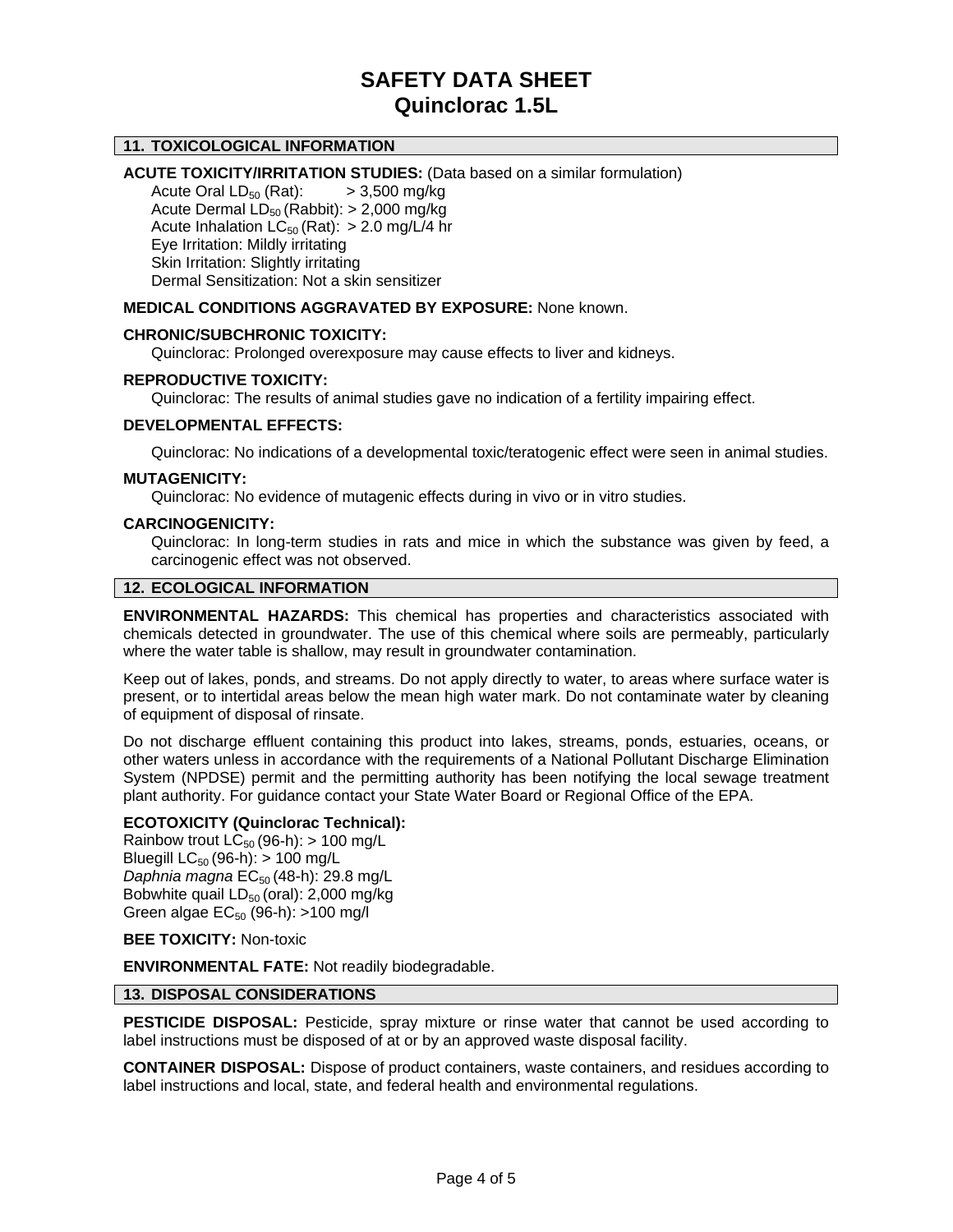# SAFETY DATA SHEET
# Quinclorac 1.5L

## 11. TOXICOLOGICAL INFORMATION

**ACUTE TOXICITY/IRRITATION STUDIES:** (Data based on a similar formulation)

Acute Oral $LD_{50}$ (Rat): > 3,500 mg/kg
Acute Dermal $LD_{50}$ (Rabbit): > 2,000 mg/kg
Acute Inhalation $LC_{50}$ (Rat): > 2.0 mg/L/4 hr
Eye Irritation: Mildly irritating
Skin Irritation: Slightly irritating
Dermal Sensitization: Not a skin sensitizer

**MEDICAL CONDITIONS AGGRAVATED BY EXPOSURE:** None known.

**CHRONIC/SUBCHRONIC TOXICITY:**

Quinclorac: Prolonged overexposure may cause effects to liver and kidneys.

**REPRODUCTIVE TOXICITY:**

Quinclorac: The results of animal studies gave no indication of a fertility impairing effect.

**DEVELOPMENTAL EFFECTS:**

Quinclorac: No indications of a developmental toxic/teratogenic effect were seen in animal studies.

**MUTAGENICITY:**

Quinclorac: No evidence of mutagenic effects during in vivo or in vitro studies.

**CARCINOGENICITY:**

Quinclorac: In long-term studies in rats and mice in which the substance was given by feed, a carcinogenic effect was not observed.

## 12. ECOLOGICAL INFORMATION

**ENVIRONMENTAL HAZARDS:** This chemical has properties and characteristics associated with chemicals detected in groundwater. The use of this chemical where soils are permeably, particularly where the water table is shallow, may result in groundwater contamination.

Keep out of lakes, ponds, and streams. Do not apply directly to water, to areas where surface water is present, or to intertidal areas below the mean high water mark. Do not contaminate water by cleaning of equipment of disposal of rinsate.

Do not discharge effluent containing this product into lakes, streams, ponds, estuaries, oceans, or other waters unless in accordance with the requirements of a National Pollutant Discharge Elimination System (NPDSE) permit and the permitting authority has been notifying the local sewage treatment plant authority. For guidance contact your State Water Board or Regional Office of the EPA.

**ECOTOXICITY (Quinclorac Technical):**

Rainbow trout $LC_{50}$ (96-h): > 100 mg/L
Bluegill $LC_{50}$ (96-h): > 100 mg/L
*Daphnia magna* $EC_{50}$ (48-h): 29.8 mg/L
Bobwhite quail $LD_{50}$ (oral): 2,000 mg/kg
Green algae $EC_{50}$ (96-h): >100 mg/l

**BEE TOXICITY:** Non-toxic

**ENVIRONMENTAL FATE:** Not readily biodegradable.

## 13. DISPOSAL CONSIDERATIONS

**PESTICIDE DISPOSAL:** Pesticide, spray mixture or rinse water that cannot be used according to label instructions must be disposed of at or by an approved waste disposal facility.

**CONTAINER DISPOSAL:** Dispose of product containers, waste containers, and residues according to label instructions and local, state, and federal health and environmental regulations.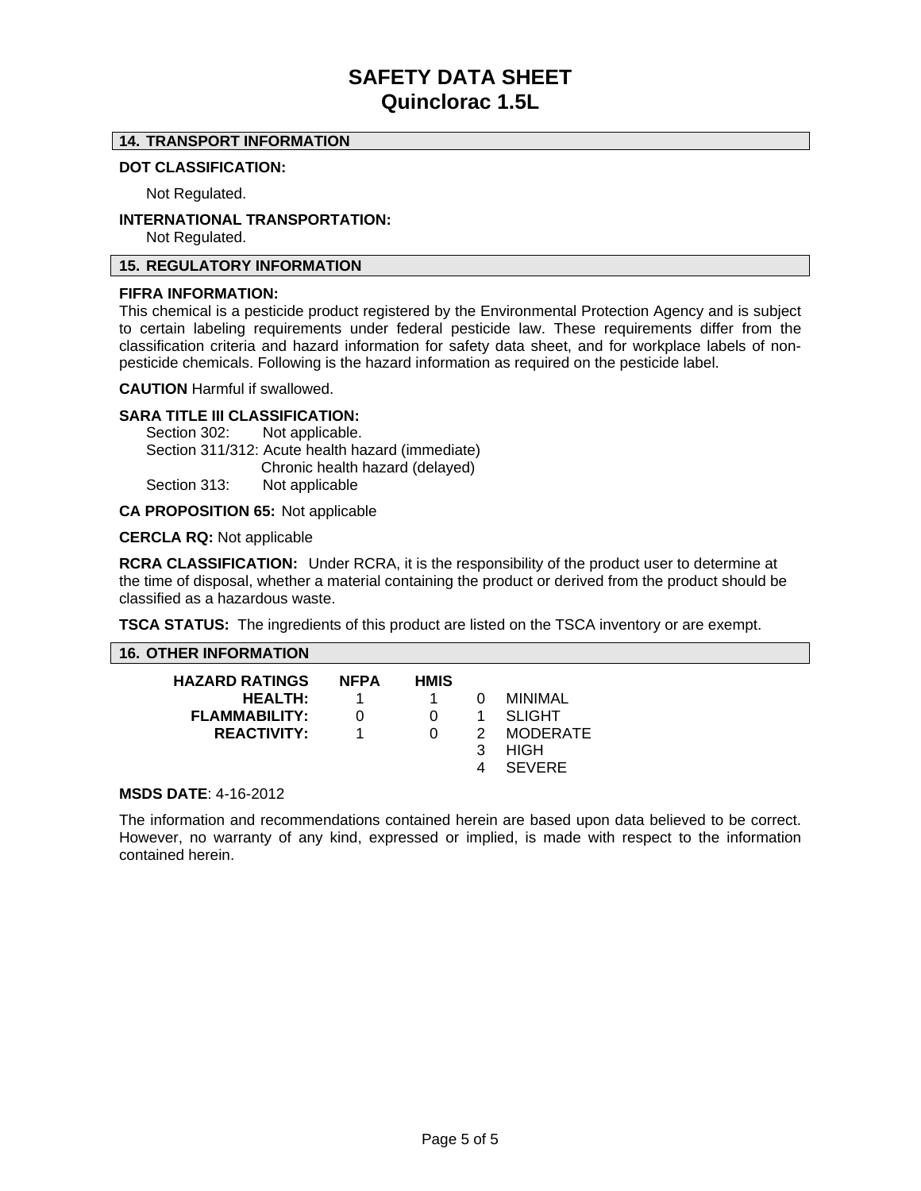# SAFETY DATA SHEET
# Quinclorac 1.5L

## 14. TRANSPORT INFORMATION

**DOT CLASSIFICATION:**

Not Regulated.

**INTERNATIONAL TRANSPORTATION:**

Not Regulated.

## 15. REGULATORY INFORMATION

**FIFRA INFORMATION:**

This chemical is a pesticide product registered by the Environmental Protection Agency and is subject to certain labeling requirements under federal pesticide law. These requirements differ from the classification criteria and hazard information for safety data sheet, and for workplace labels of non-pesticide chemicals. Following is the hazard information as required on the pesticide label.

**CAUTION** Harmful if swallowed.

**SARA TITLE III CLASSIFICATION:**

Section 302: Not applicable.
Section 311/312: Acute health hazard (immediate)
Chronic health hazard (delayed)
Section 313: Not applicable

**CA PROPOSITION 65:** Not applicable

**CERCLA RQ:** Not applicable

**RCRA CLASSIFICATION:** Under RCRA, it is the responsibility of the product user to determine at the time of disposal, whether a material containing the product or derived from the product should be classified as a hazardous waste.

**TSCA STATUS:** The ingredients of this product are listed on the TSCA inventory or are exempt.

## 16. OTHER INFORMATION

| HAZARD RATINGS | NFPA | HMIS | | |
|---|---|---|---|---|
| HEALTH: | 1 | 1 | 0 | MINIMAL |
| FLAMMABILITY: | 0 | 0 | 1 | SLIGHT |
| REACTIVITY: | 1 | 0 | 2 | MODERATE |
| | | | 3 | HIGH |
| | | | 4 | SEVERE |

**MSDS DATE**: 4-16-2012

The information and recommendations contained herein are based upon data believed to be correct. However, no warranty of any kind, expressed or implied, is made with respect to the information contained herein.